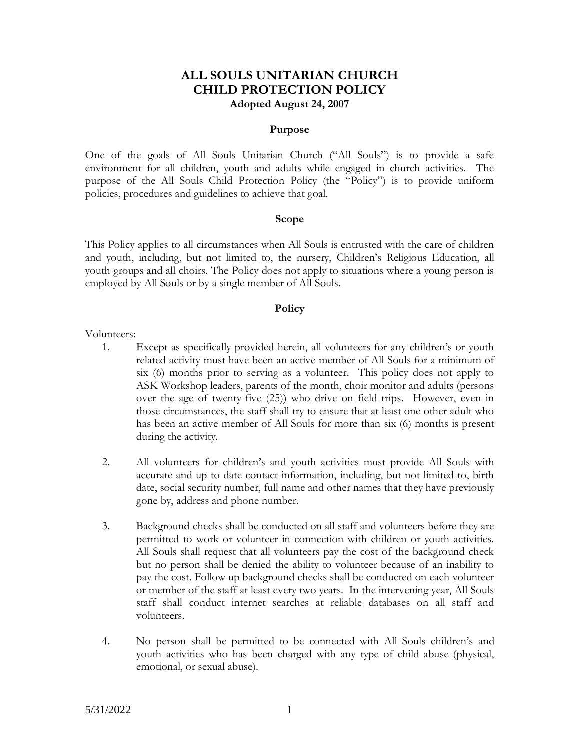# ALL SOULS UNITARIAN CHURCH
# CHILD PROTECTION POLICY
**Adopted August 24, 2007**

## Purpose

One of the goals of All Souls Unitarian Church ("All Souls") is to provide a safe environment for all children, youth and adults while engaged in church activities. The purpose of the All Souls Child Protection Policy (the "Policy") is to provide uniform policies, procedures and guidelines to achieve that goal.

## Scope

This Policy applies to all circumstances when All Souls is entrusted with the care of children and youth, including, but not limited to, the nursery, Children's Religious Education, all youth groups and all choirs. The Policy does not apply to situations where a young person is employed by All Souls or by a single member of All Souls.

## Policy

Volunteers:

1. Except as specifically provided herein, all volunteers for any children's or youth related activity must have been an active member of All Souls for a minimum of six (6) months prior to serving as a volunteer. This policy does not apply to ASK Workshop leaders, parents of the month, choir monitor and adults (persons over the age of twenty-five (25)) who drive on field trips. However, even in those circumstances, the staff shall try to ensure that at least one other adult who has been an active member of All Souls for more than six (6) months is present during the activity.

2. All volunteers for children's and youth activities must provide All Souls with accurate and up to date contact information, including, but not limited to, birth date, social security number, full name and other names that they have previously gone by, address and phone number.

3. Background checks shall be conducted on all staff and volunteers before they are permitted to work or volunteer in connection with children or youth activities. All Souls shall request that all volunteers pay the cost of the background check but no person shall be denied the ability to volunteer because of an inability to pay the cost. Follow up background checks shall be conducted on each volunteer or member of the staff at least every two years. In the intervening year, All Souls staff shall conduct internet searches at reliable databases on all staff and volunteers.

4. No person shall be permitted to be connected with All Souls children's and youth activities who has been charged with any type of child abuse (physical, emotional, or sexual abuse).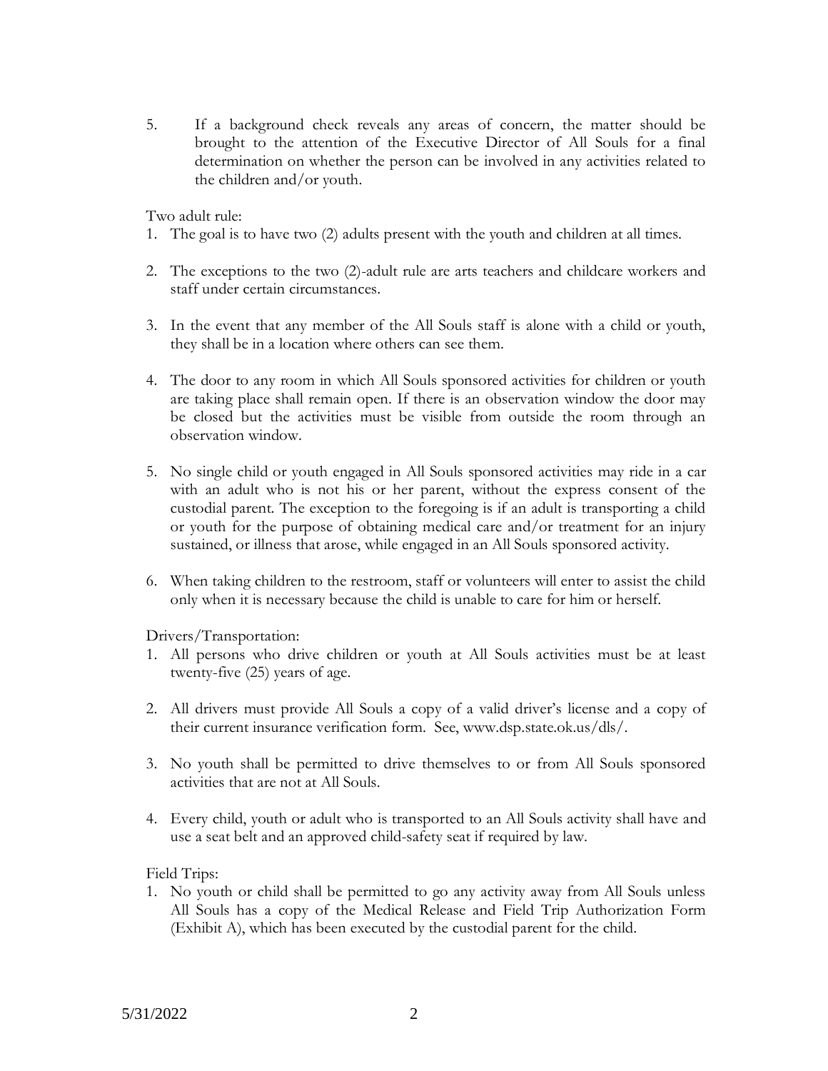5. If a background check reveals any areas of concern, the matter should be brought to the attention of the Executive Director of All Souls for a final determination on whether the person can be involved in any activities related to the children and/or youth.

Two adult rule:

1. The goal is to have two (2) adults present with the youth and children at all times.

2. The exceptions to the two (2)-adult rule are arts teachers and childcare workers and staff under certain circumstances.

3. In the event that any member of the All Souls staff is alone with a child or youth, they shall be in a location where others can see them.

4. The door to any room in which All Souls sponsored activities for children or youth are taking place shall remain open. If there is an observation window the door may be closed but the activities must be visible from outside the room through an observation window.

5. No single child or youth engaged in All Souls sponsored activities may ride in a car with an adult who is not his or her parent, without the express consent of the custodial parent. The exception to the foregoing is if an adult is transporting a child or youth for the purpose of obtaining medical care and/or treatment for an injury sustained, or illness that arose, while engaged in an All Souls sponsored activity.

6. When taking children to the restroom, staff or volunteers will enter to assist the child only when it is necessary because the child is unable to care for him or herself.

Drivers/Transportation:

1. All persons who drive children or youth at All Souls activities must be at least twenty-five (25) years of age.

2. All drivers must provide All Souls a copy of a valid driver's license and a copy of their current insurance verification form. See, www.dsp.state.ok.us/dls/.

3. No youth shall be permitted to drive themselves to or from All Souls sponsored activities that are not at All Souls.

4. Every child, youth or adult who is transported to an All Souls activity shall have and use a seat belt and an approved child-safety seat if required by law.

Field Trips:

1. No youth or child shall be permitted to go any activity away from All Souls unless All Souls has a copy of the Medical Release and Field Trip Authorization Form (Exhibit A), which has been executed by the custodial parent for the child.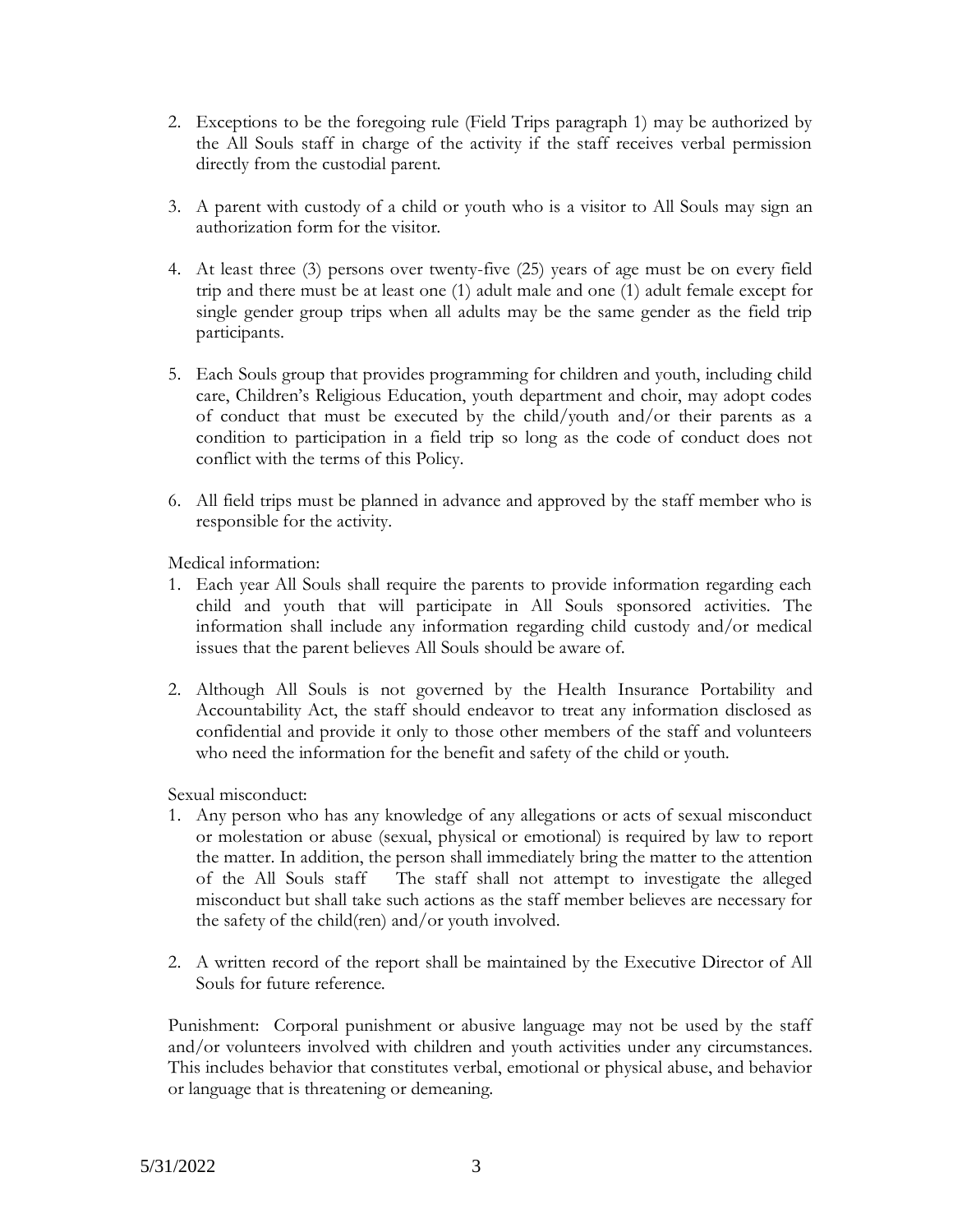2. Exceptions to be the foregoing rule (Field Trips paragraph 1) may be authorized by the All Souls staff in charge of the activity if the staff receives verbal permission directly from the custodial parent.

3. A parent with custody of a child or youth who is a visitor to All Souls may sign an authorization form for the visitor.

4. At least three (3) persons over twenty-five (25) years of age must be on every field trip and there must be at least one (1) adult male and one (1) adult female except for single gender group trips when all adults may be the same gender as the field trip participants.

5. Each Souls group that provides programming for children and youth, including child care, Children's Religious Education, youth department and choir, may adopt codes of conduct that must be executed by the child/youth and/or their parents as a condition to participation in a field trip so long as the code of conduct does not conflict with the terms of this Policy.

6. All field trips must be planned in advance and approved by the staff member who is responsible for the activity.

Medical information:

1. Each year All Souls shall require the parents to provide information regarding each child and youth that will participate in All Souls sponsored activities. The information shall include any information regarding child custody and/or medical issues that the parent believes All Souls should be aware of.

2. Although All Souls is not governed by the Health Insurance Portability and Accountability Act, the staff should endeavor to treat any information disclosed as confidential and provide it only to those other members of the staff and volunteers who need the information for the benefit and safety of the child or youth.

Sexual misconduct:

1. Any person who has any knowledge of any allegations or acts of sexual misconduct or molestation or abuse (sexual, physical or emotional) is required by law to report the matter. In addition, the person shall immediately bring the matter to the attention of the All Souls staff The staff shall not attempt to investigate the alleged misconduct but shall take such actions as the staff member believes are necessary for the safety of the child(ren) and/or youth involved.

2. A written record of the report shall be maintained by the Executive Director of All Souls for future reference.

Punishment: Corporal punishment or abusive language may not be used by the staff and/or volunteers involved with children and youth activities under any circumstances. This includes behavior that constitutes verbal, emotional or physical abuse, and behavior or language that is threatening or demeaning.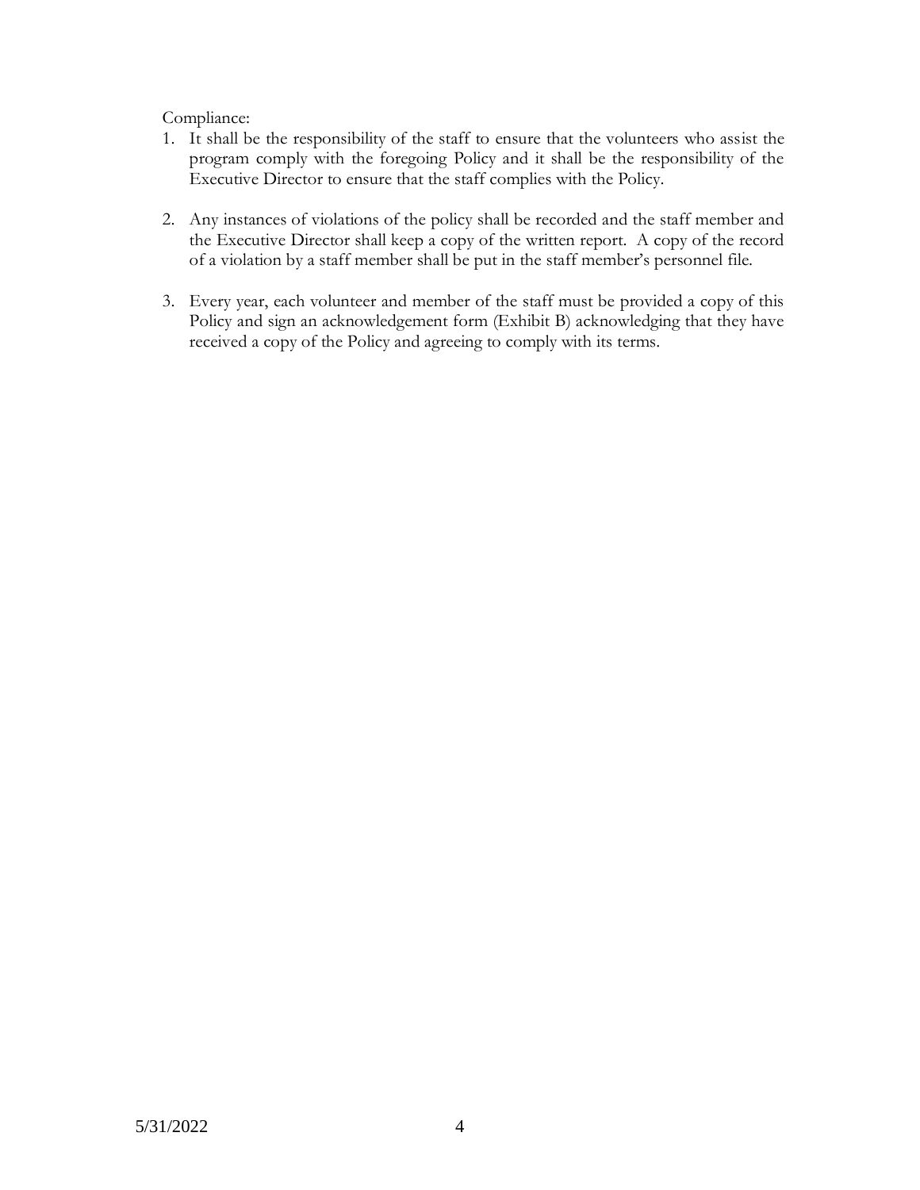Compliance:

1. It shall be the responsibility of the staff to ensure that the volunteers who assist the program comply with the foregoing Policy and it shall be the responsibility of the Executive Director to ensure that the staff complies with the Policy.

2. Any instances of violations of the policy shall be recorded and the staff member and the Executive Director shall keep a copy of the written report. A copy of the record of a violation by a staff member shall be put in the staff member's personnel file.

3. Every year, each volunteer and member of the staff must be provided a copy of this Policy and sign an acknowledgement form (Exhibit B) acknowledging that they have received a copy of the Policy and agreeing to comply with its terms.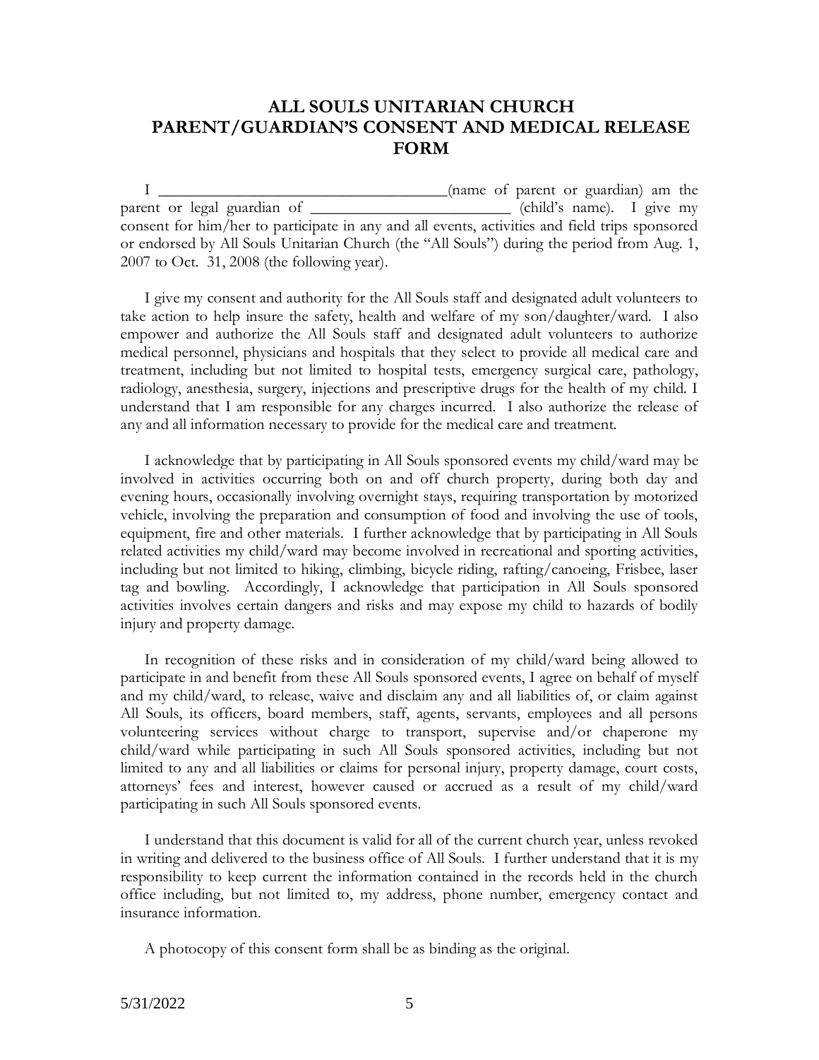# ALL SOULS UNITARIAN CHURCH
# PARENT/GUARDIAN'S CONSENT AND MEDICAL RELEASE FORM

I ____________________________________(name of parent or guardian) am the parent or legal guardian of _________________________ (child's name). I give my consent for him/her to participate in any and all events, activities and field trips sponsored or endorsed by All Souls Unitarian Church (the "All Souls") during the period from Aug. 1, 2007 to Oct. 31, 2008 (the following year).

I give my consent and authority for the All Souls staff and designated adult volunteers to take action to help insure the safety, health and welfare of my son/daughter/ward. I also empower and authorize the All Souls staff and designated adult volunteers to authorize medical personnel, physicians and hospitals that they select to provide all medical care and treatment, including but not limited to hospital tests, emergency surgical care, pathology, radiology, anesthesia, surgery, injections and prescriptive drugs for the health of my child. I understand that I am responsible for any charges incurred. I also authorize the release of any and all information necessary to provide for the medical care and treatment.

I acknowledge that by participating in All Souls sponsored events my child/ward may be involved in activities occurring both on and off church property, during both day and evening hours, occasionally involving overnight stays, requiring transportation by motorized vehicle, involving the preparation and consumption of food and involving the use of tools, equipment, fire and other materials. I further acknowledge that by participating in All Souls related activities my child/ward may become involved in recreational and sporting activities, including but not limited to hiking, climbing, bicycle riding, rafting/canoeing, Frisbee, laser tag and bowling. Accordingly, I acknowledge that participation in All Souls sponsored activities involves certain dangers and risks and may expose my child to hazards of bodily injury and property damage.

In recognition of these risks and in consideration of my child/ward being allowed to participate in and benefit from these All Souls sponsored events, I agree on behalf of myself and my child/ward, to release, waive and disclaim any and all liabilities of, or claim against All Souls, its officers, board members, staff, agents, servants, employees and all persons volunteering services without charge to transport, supervise and/or chaperone my child/ward while participating in such All Souls sponsored activities, including but not limited to any and all liabilities or claims for personal injury, property damage, court costs, attorneys' fees and interest, however caused or accrued as a result of my child/ward participating in such All Souls sponsored events.

I understand that this document is valid for all of the current church year, unless revoked in writing and delivered to the business office of All Souls. I further understand that it is my responsibility to keep current the information contained in the records held in the church office including, but not limited to, my address, phone number, emergency contact and insurance information.

A photocopy of this consent form shall be as binding as the original.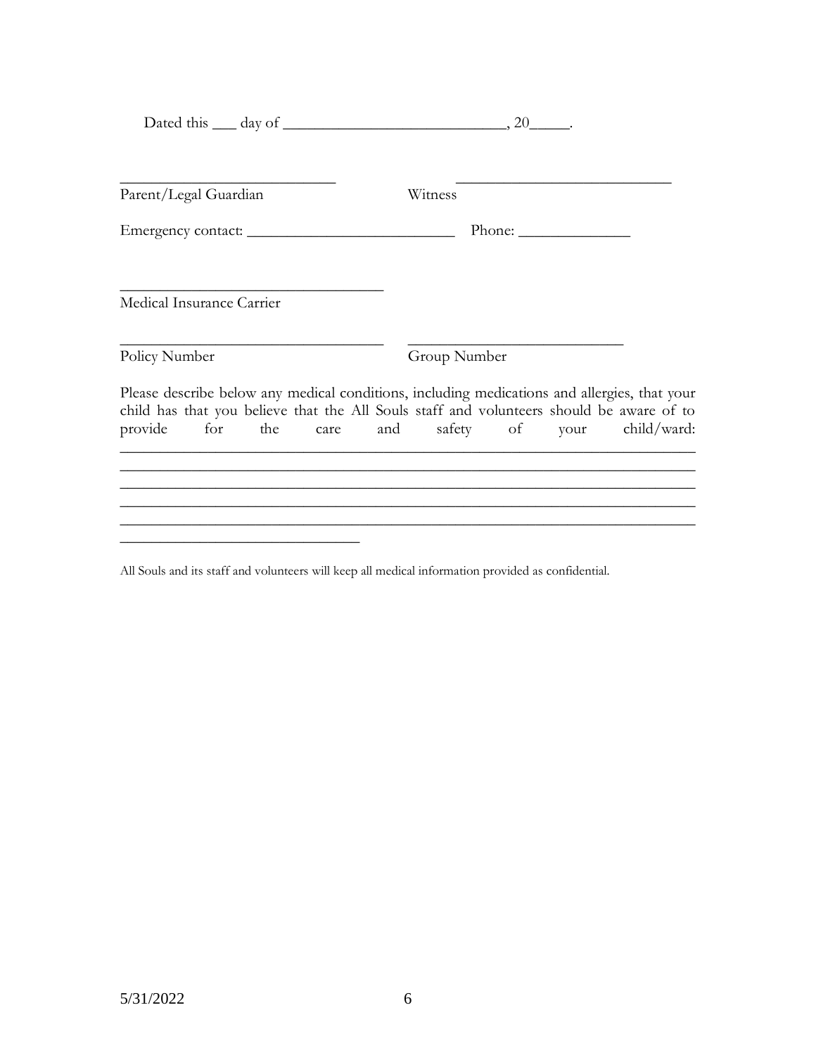Dated this ___ day of ____________________________, 20_____.

___________________________ ___________________________

Parent/Legal Guardian Witness

Emergency contact: __________________________ Phone: ______________

_________________________________

Medical Insurance Carrier

_________________________________ ___________________________

Policy Number Group Number

Please describe below any medical conditions, including medications and allergies, that your child has that you believe that the All Souls staff and volunteers should be aware of to provide for the care and safety of your child/ward:
_________________________________________________________________________
_________________________________________________________________________
_________________________________________________________________________
_________________________________________________________________________
_________________________________________________________________________
______________________________

All Souls and its staff and volunteers will keep all medical information provided as confidential.

5/31/2022